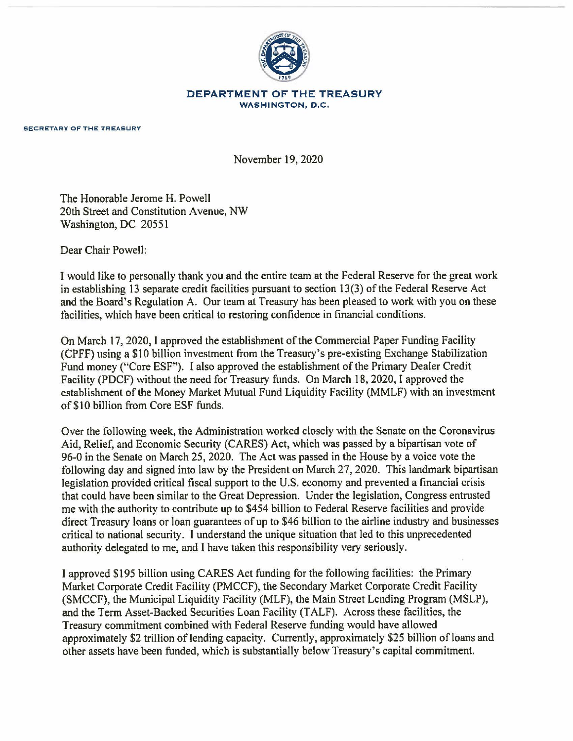**DEPARTMENT OF THE TREASURY**
**WASHINGTON, D.C.**

**SECRETARY OF THE TREASURY**

November 19, 2020

The Honorable Jerome H. Powell
20th Street and Constitution Avenue, NW
Washington, DC 20551

Dear Chair Powell:

I would like to personally thank you and the entire team at the Federal Reserve for the great work in establishing 13 separate credit facilities pursuant to section 13(3) of the Federal Reserve Act and the Board's Regulation A. Our team at Treasury has been pleased to work with you on these facilities, which have been critical to restoring confidence in financial conditions.

On March 17, 2020, I approved the establishment of the Commercial Paper Funding Facility (CPFF) using a $10 billion investment from the Treasury's pre-existing Exchange Stabilization Fund money ("Core ESF"). I also approved the establishment of the Primary Dealer Credit Facility (PDCF) without the need for Treasury funds. On March 18, 2020, I approved the establishment of the Money Market Mutual Fund Liquidity Facility (MMLF) with an investment of $10 billion from Core ESF funds.

Over the following week, the Administration worked closely with the Senate on the Coronavirus Aid, Relief, and Economic Security (CARES) Act, which was passed by a bipartisan vote of 96-0 in the Senate on March 25, 2020. The Act was passed in the House by a voice vote the following day and signed into law by the President on March 27, 2020. This landmark bipartisan legislation provided critical fiscal support to the U.S. economy and prevented a financial crisis that could have been similar to the Great Depression. Under the legislation, Congress entrusted me with the authority to contribute up to $454 billion to Federal Reserve facilities and provide direct Treasury loans or loan guarantees of up to $46 billion to the airline industry and businesses critical to national security. I understand the unique situation that led to this unprecedented authority delegated to me, and I have taken this responsibility very seriously.

I approved $195 billion using CARES Act funding for the following facilities: the Primary Market Corporate Credit Facility (PMCCF), the Secondary Market Corporate Credit Facility (SMCCF), the Municipal Liquidity Facility (MLF), the Main Street Lending Program (MSLP), and the Term Asset-Backed Securities Loan Facility (TALF). Across these facilities, the Treasury commitment combined with Federal Reserve funding would have allowed approximately $2 trillion of lending capacity. Currently, approximately $25 billion of loans and other assets have been funded, which is substantially below Treasury's capital commitment.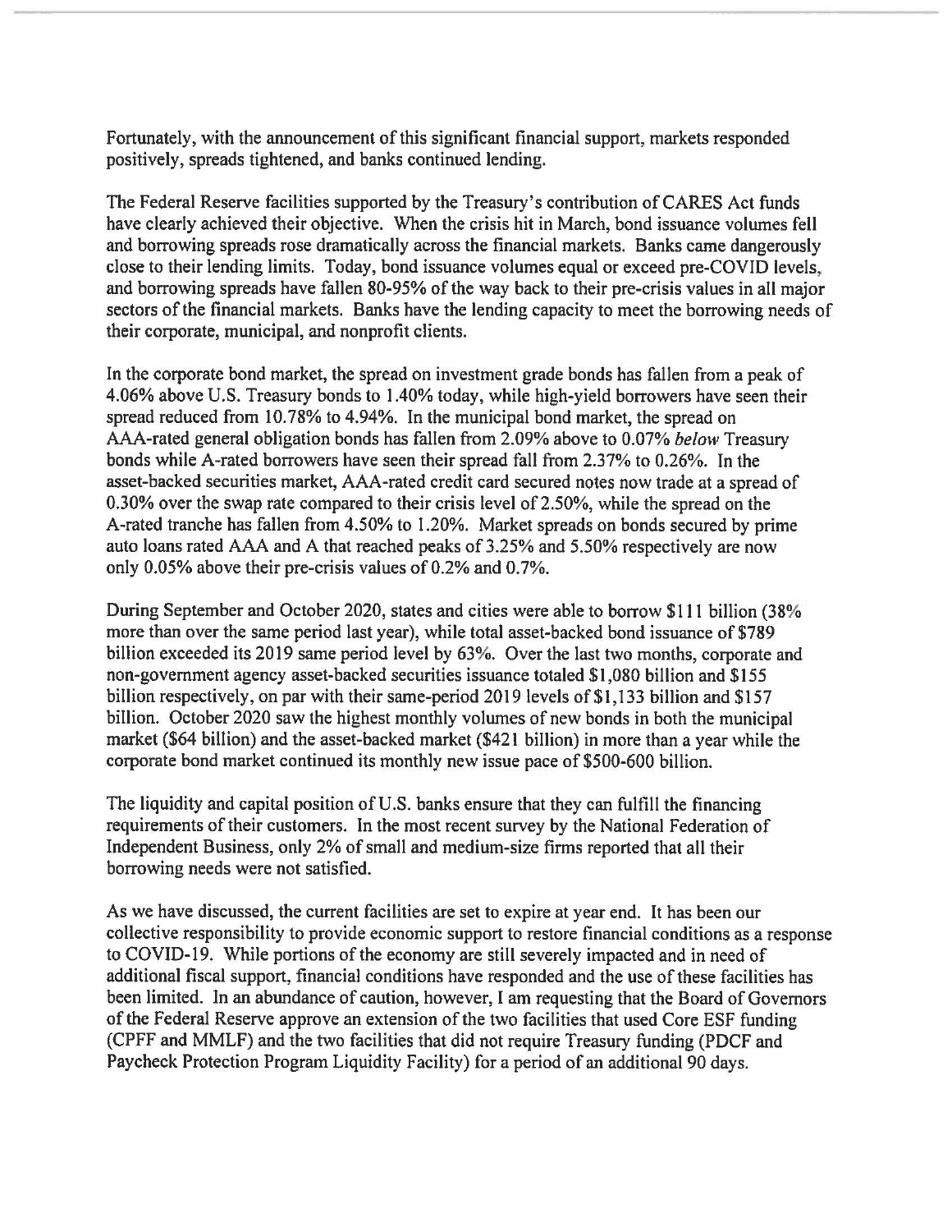Fortunately, with the announcement of this significant financial support, markets responded positively, spreads tightened, and banks continued lending.

The Federal Reserve facilities supported by the Treasury's contribution of CARES Act funds have clearly achieved their objective. When the crisis hit in March, bond issuance volumes fell and borrowing spreads rose dramatically across the financial markets. Banks came dangerously close to their lending limits. Today, bond issuance volumes equal or exceed pre-COVID levels, and borrowing spreads have fallen 80-95% of the way back to their pre-crisis values in all major sectors of the financial markets. Banks have the lending capacity to meet the borrowing needs of their corporate, municipal, and nonprofit clients.

In the corporate bond market, the spread on investment grade bonds has fallen from a peak of 4.06% above U.S. Treasury bonds to 1.40% today, while high-yield borrowers have seen their spread reduced from 10.78% to 4.94%. In the municipal bond market, the spread on AAA-rated general obligation bonds has fallen from 2.09% above to 0.07% *below* Treasury bonds while A-rated borrowers have seen their spread fall from 2.37% to 0.26%. In the asset-backed securities market, AAA-rated credit card secured notes now trade at a spread of 0.30% over the swap rate compared to their crisis level of 2.50%, while the spread on the A-rated tranche has fallen from 4.50% to 1.20%. Market spreads on bonds secured by prime auto loans rated AAA and A that reached peaks of 3.25% and 5.50% respectively are now only 0.05% above their pre-crisis values of 0.2% and 0.7%.

During September and October 2020, states and cities were able to borrow $111 billion (38% more than over the same period last year), while total asset-backed bond issuance of $789 billion exceeded its 2019 same period level by 63%. Over the last two months, corporate and non-government agency asset-backed securities issuance totaled $1,080 billion and $155 billion respectively, on par with their same-period 2019 levels of $1,133 billion and $157 billion. October 2020 saw the highest monthly volumes of new bonds in both the municipal market ($64 billion) and the asset-backed market ($421 billion) in more than a year while the corporate bond market continued its monthly new issue pace of $500-600 billion.

The liquidity and capital position of U.S. banks ensure that they can fulfill the financing requirements of their customers. In the most recent survey by the National Federation of Independent Business, only 2% of small and medium-size firms reported that all their borrowing needs were not satisfied.

As we have discussed, the current facilities are set to expire at year end. It has been our collective responsibility to provide economic support to restore financial conditions as a response to COVID-19. While portions of the economy are still severely impacted and in need of additional fiscal support, financial conditions have responded and the use of these facilities has been limited. In an abundance of caution, however, I am requesting that the Board of Governors of the Federal Reserve approve an extension of the two facilities that used Core ESF funding (CPFF and MMLF) and the two facilities that did not require Treasury funding (PDCF and Paycheck Protection Program Liquidity Facility) for a period of an additional 90 days.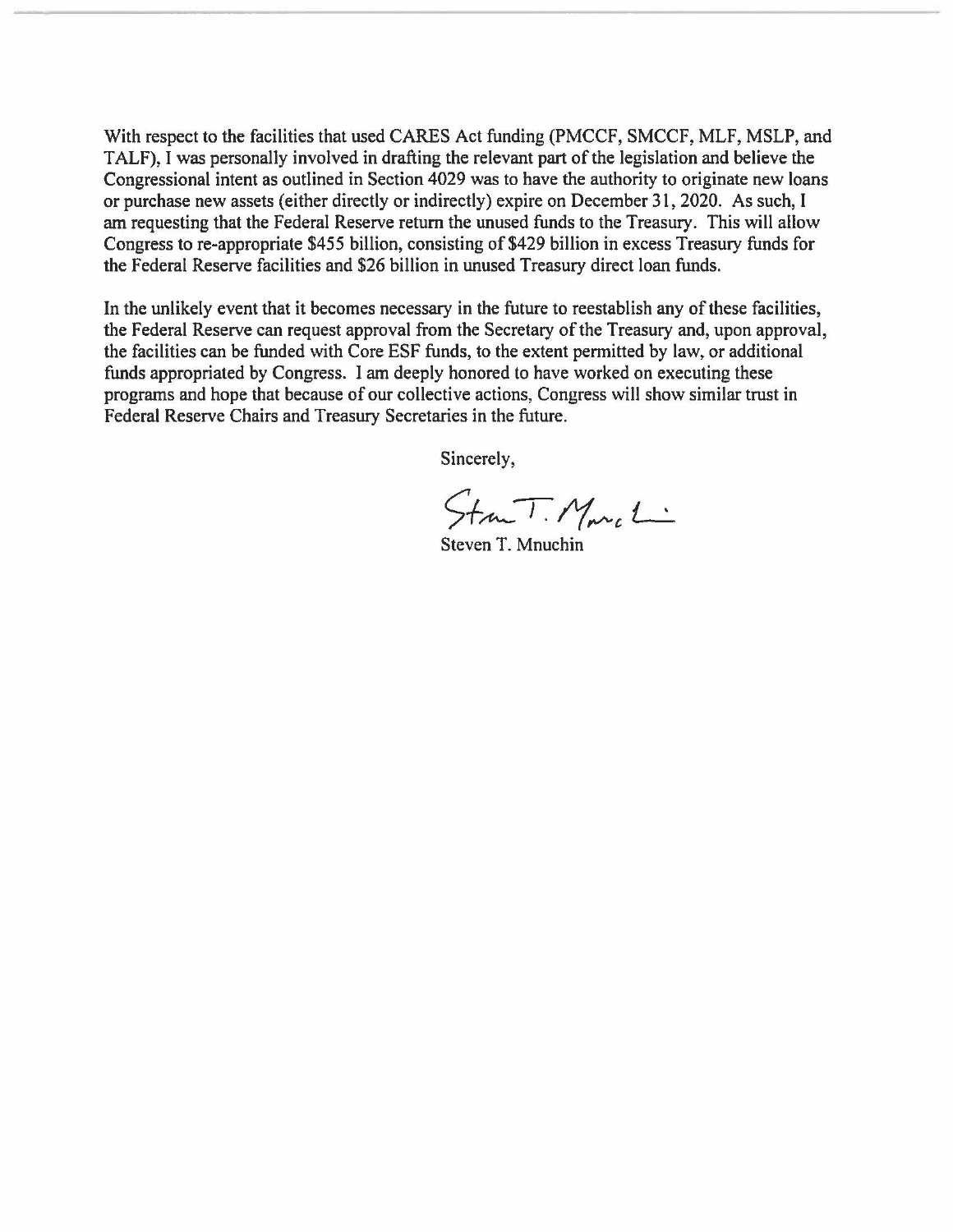With respect to the facilities that used CARES Act funding (PMCCF, SMCCF, MLF, MSLP, and TALF), I was personally involved in drafting the relevant part of the legislation and believe the Congressional intent as outlined in Section 4029 was to have the authority to originate new loans or purchase new assets (either directly or indirectly) expire on December 31, 2020. As such, I am requesting that the Federal Reserve return the unused funds to the Treasury. This will allow Congress to re-appropriate $455 billion, consisting of $429 billion in excess Treasury funds for the Federal Reserve facilities and $26 billion in unused Treasury direct loan funds.

In the unlikely event that it becomes necessary in the future to reestablish any of these facilities, the Federal Reserve can request approval from the Secretary of the Treasury and, upon approval, the facilities can be funded with Core ESF funds, to the extent permitted by law, or additional funds appropriated by Congress. I am deeply honored to have worked on executing these programs and hope that because of our collective actions, Congress will show similar trust in Federal Reserve Chairs and Treasury Secretaries in the future.

Sincerely,

Steven T. Mnuchin